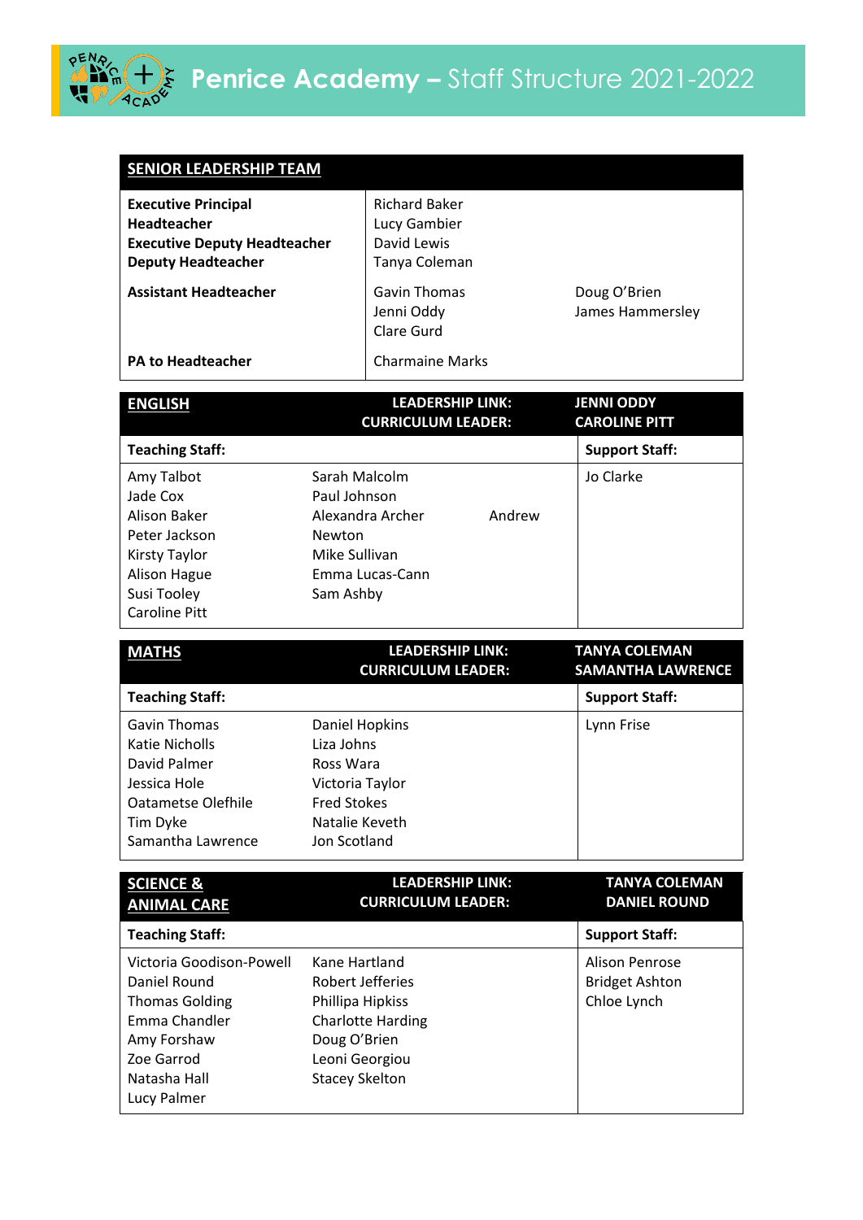# Penrice Academy – Staff Structure 2021-2022

| SENIOR LEADERSHIP TEAM | | |
|---|---|---|
| **Executive Principal** | Richard Baker | |
| **Headteacher** | Lucy Gambier | |
| **Executive Deputy Headteacher** | David Lewis | |
| **Deputy Headteacher** | Tanya Coleman | |
| **Assistant Headteacher** | Gavin Thomas<br>Jenni Oddy<br>Clare Gurd | Doug O'Brien<br>James Hammersley |
| **PA to Headteacher** | Charmaine Marks | |

| ENGLISH | LEADERSHIP LINK:<br>CURRICULUM LEADER: | JENNI ODDY<br>CAROLINE PITT |
|---|---|---|
| **Teaching Staff:** | | **Support Staff:** |
| Amy Talbot<br>Jade Cox<br>Alison Baker<br>Peter Jackson<br>Kirsty Taylor<br>Alison Hague<br>Susi Tooley<br>Caroline Pitt | Sarah Malcolm<br>Paul Johnson<br>Alexandra Archer<br>Andrew Newton<br>Mike Sullivan<br>Emma Lucas-Cann<br>Sam Ashby | Jo Clarke |

| MATHS | LEADERSHIP LINK:<br>CURRICULUM LEADER: | TANYA COLEMAN<br>SAMANTHA LAWRENCE |
|---|---|---|
| **Teaching Staff:** | | **Support Staff:** |
| Gavin Thomas<br>Katie Nicholls<br>David Palmer<br>Jessica Hole<br>Oatametse Olefhile<br>Tim Dyke<br>Samantha Lawrence | Daniel Hopkins<br>Liza Johns<br>Ross Wara<br>Victoria Taylor<br>Fred Stokes<br>Natalie Keveth<br>Jon Scotland | Lynn Frise |

| SCIENCE & ANIMAL CARE | LEADERSHIP LINK:<br>CURRICULUM LEADER: | TANYA COLEMAN<br>DANIEL ROUND |
|---|---|---|
| **Teaching Staff:** | | **Support Staff:** |
| Victoria Goodison-Powell<br>Daniel Round<br>Thomas Golding<br>Emma Chandler<br>Amy Forshaw<br>Zoe Garrod<br>Natasha Hall<br>Lucy Palmer | Kane Hartland<br>Robert Jefferies<br>Phillipa Hipkiss<br>Charlotte Harding<br>Doug O'Brien<br>Leoni Georgiou<br>Stacey Skelton | Alison Penrose<br>Bridget Ashton<br>Chloe Lynch |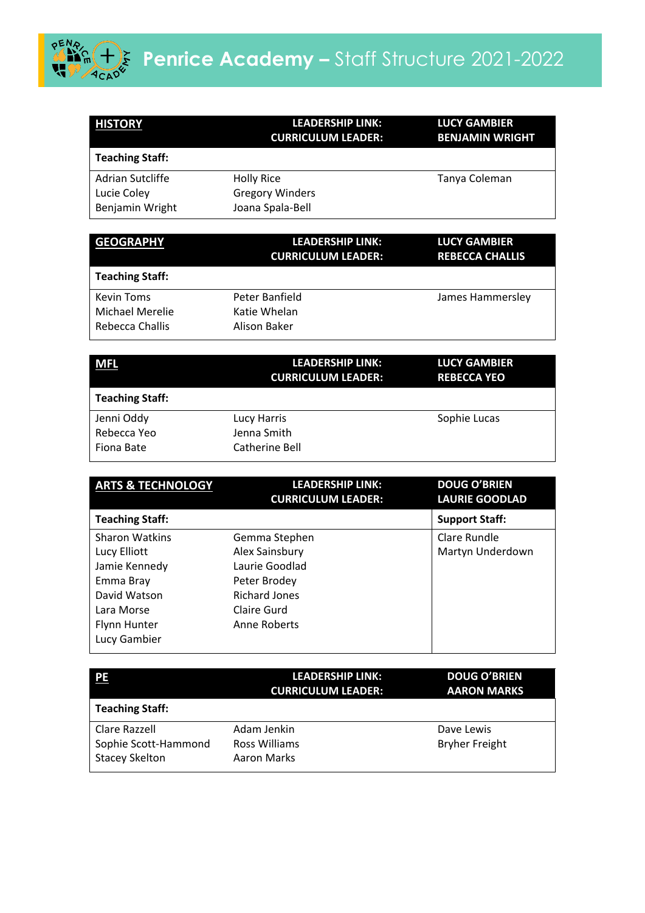# Penrice Academy – Staff Structure 2021-2022

| **HISTORY** | **LEADERSHIP LINK:**<br>**CURRICULUM LEADER:** | **LUCY GAMBIER**<br>**BENJAMIN WRIGHT** |
|---|---|---|
| **Teaching Staff:** | | |
| Adrian Sutcliffe<br>Lucie Coley<br>Benjamin Wright | Holly Rice<br>Gregory Winders<br>Joana Spala-Bell | Tanya Coleman |

| **GEOGRAPHY** | **LEADERSHIP LINK:**<br>**CURRICULUM LEADER:** | **LUCY GAMBIER**<br>**REBECCA CHALLIS** |
|---|---|---|
| **Teaching Staff:** | | |
| Kevin Toms<br>Michael Merelie<br>Rebecca Challis | Peter Banfield<br>Katie Whelan<br>Alison Baker | James Hammersley |

| **MFL** | **LEADERSHIP LINK:**<br>**CURRICULUM LEADER:** | **LUCY GAMBIER**<br>**REBECCA YEO** |
|---|---|---|
| **Teaching Staff:** | | |
| Jenni Oddy<br>Rebecca Yeo<br>Fiona Bate | Lucy Harris<br>Jenna Smith<br>Catherine Bell | Sophie Lucas |

| **ARTS & TECHNOLOGY** | **LEADERSHIP LINK:**<br>**CURRICULUM LEADER:** | **DOUG O'BRIEN**<br>**LAURIE GOODLAD** |
|---|---|---|
| **Teaching Staff:** | | **Support Staff:** |
| Sharon Watkins<br>Lucy Elliott<br>Jamie Kennedy<br>Emma Bray<br>David Watson<br>Lara Morse<br>Flynn Hunter<br>Lucy Gambier | Gemma Stephen<br>Alex Sainsbury<br>Laurie Goodlad<br>Peter Brodey<br>Richard Jones<br>Claire Gurd<br>Anne Roberts | Clare Rundle<br>Martyn Underdown |

| **PE** | **LEADERSHIP LINK:**<br>**CURRICULUM LEADER:** | **DOUG O'BRIEN**<br>**AARON MARKS** |
|---|---|---|
| **Teaching Staff:** | | |
| Clare Razzell<br>Sophie Scott-Hammond<br>Stacey Skelton | Adam Jenkin<br>Ross Williams<br>Aaron Marks | Dave Lewis<br>Bryher Freight |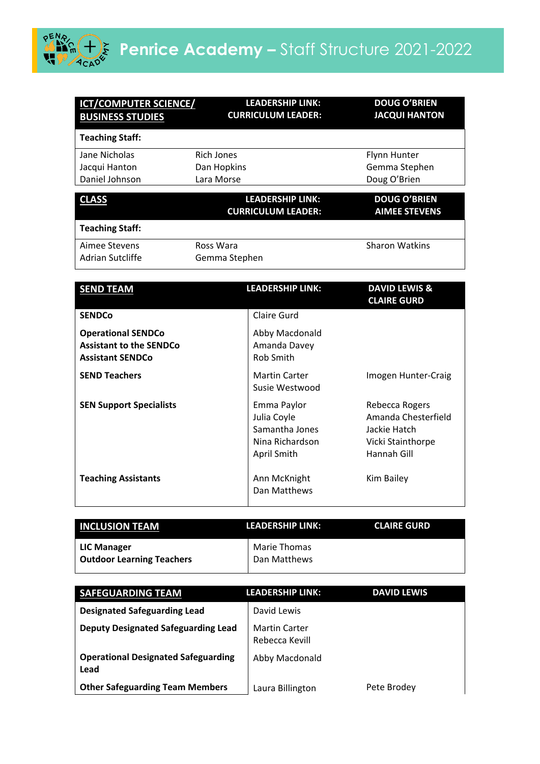# Penrice Academy – Staff Structure 2021-2022

| ICT/COMPUTER SCIENCE/ BUSINESS STUDIES | LEADERSHIP LINK: CURRICULUM LEADER: | DOUG O'BRIEN JACQUI HANTON |
|---|---|---|
| **Teaching Staff:** | | |
| Jane Nicholas | Rich Jones | Flynn Hunter |
| Jacqui Hanton | Dan Hopkins | Gemma Stephen |
| Daniel Johnson | Lara Morse | Doug O'Brien |

| CLASS | LEADERSHIP LINK: CURRICULUM LEADER: | DOUG O'BRIEN AIMEE STEVENS |
|---|---|---|
| **Teaching Staff:** | | |
| Aimee Stevens | Ross Wara | Sharon Watkins |
| Adrian Sutcliffe | Gemma Stephen | |

| SEND TEAM | LEADERSHIP LINK: | DAVID LEWIS & CLAIRE GURD |
|---|---|---|
| **SENDCo** | Claire Gurd | |
| **Operational SENDCo** | Abby Macdonald | |
| **Assistant to the SENDCo** | Amanda Davey | |
| **Assistant SENDCo** | Rob Smith | |
| **SEND Teachers** | Martin Carter | Imogen Hunter-Craig |
| | Susie Westwood | |
| **SEN Support Specialists** | Emma Paylor | Rebecca Rogers |
| | Julia Coyle | Amanda Chesterfield |
| | Samantha Jones | Jackie Hatch |
| | Nina Richardson | Vicki Stainthorpe |
| | April Smith | Hannah Gill |
| **Teaching Assistants** | Ann McKnight | Kim Bailey |
| | Dan Matthews | |

| INCLUSION TEAM | LEADERSHIP LINK: | CLAIRE GURD |
|---|---|---|
| **LIC Manager** | Marie Thomas | |
| **Outdoor Learning Teachers** | Dan Matthews | |

| SAFEGUARDING TEAM | LEADERSHIP LINK: | DAVID LEWIS |
|---|---|---|
| **Designated Safeguarding Lead** | David Lewis | |
| **Deputy Designated Safeguarding Lead** | Martin Carter | |
| | Rebecca Kevill | |
| **Operational Designated Safeguarding Lead** | Abby Macdonald | |
| **Other Safeguarding Team Members** | Laura Billington | Pete Brodey |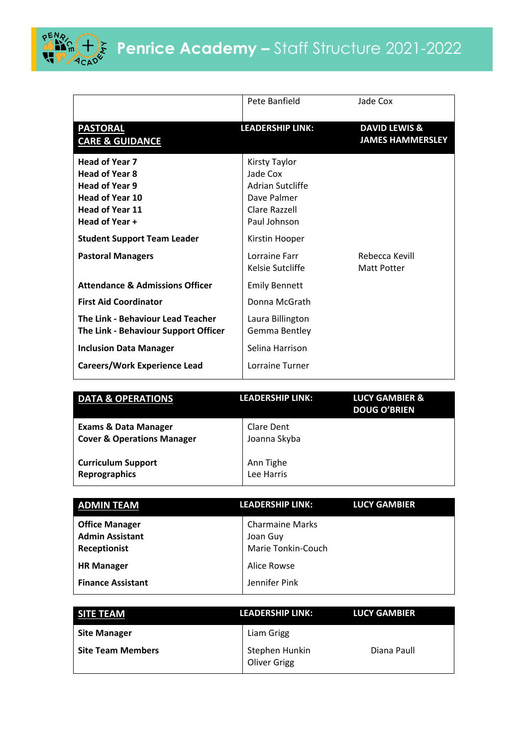# Penrice Academy – Staff Structure 2021-2022

| | | |
|---|---|---|
| | Pete Banfield | Jade Cox |

| PASTORAL CARE & GUIDANCE | LEADERSHIP LINK: | DAVID LEWIS & JAMES HAMMERSLEY |
|---|---|---|
| **Head of Year 7** | Kirsty Taylor | |
| **Head of Year 8** | Jade Cox | |
| **Head of Year 9** | Adrian Sutcliffe | |
| **Head of Year 10** | Dave Palmer | |
| **Head of Year 11** | Clare Razzell | |
| **Head of Year +** | Paul Johnson | |
| **Student Support Team Leader** | Kirstin Hooper | |
| **Pastoral Managers** | Lorraine Farr<br>Kelsie Sutcliffe | Rebecca Kevill<br>Matt Potter |
| **Attendance & Admissions Officer** | Emily Bennett | |
| **First Aid Coordinator** | Donna McGrath | |
| **The Link - Behaviour Lead Teacher** | Laura Billington | |
| **The Link - Behaviour Support Officer** | Gemma Bentley | |
| **Inclusion Data Manager** | Selina Harrison | |
| **Careers/Work Experience Lead** | Lorraine Turner | |

| DATA & OPERATIONS | LEADERSHIP LINK: | LUCY GAMBIER & DOUG O'BRIEN |
|---|---|---|
| **Exams & Data Manager** | Clare Dent | |
| **Cover & Operations Manager** | Joanna Skyba | |
| **Curriculum Support** | Ann Tighe | |
| **Reprographics** | Lee Harris | |

| ADMIN TEAM | LEADERSHIP LINK: | LUCY GAMBIER |
|---|---|---|
| **Office Manager** | Charmaine Marks | |
| **Admin Assistant** | Joan Guy | |
| **Receptionist** | Marie Tonkin-Couch | |
| **HR Manager** | Alice Rowse | |
| **Finance Assistant** | Jennifer Pink | |

| SITE TEAM | LEADERSHIP LINK: | LUCY GAMBIER |
|---|---|---|
| **Site Manager** | Liam Grigg | |
| **Site Team Members** | Stephen Hunkin<br>Oliver Grigg | Diana Paull |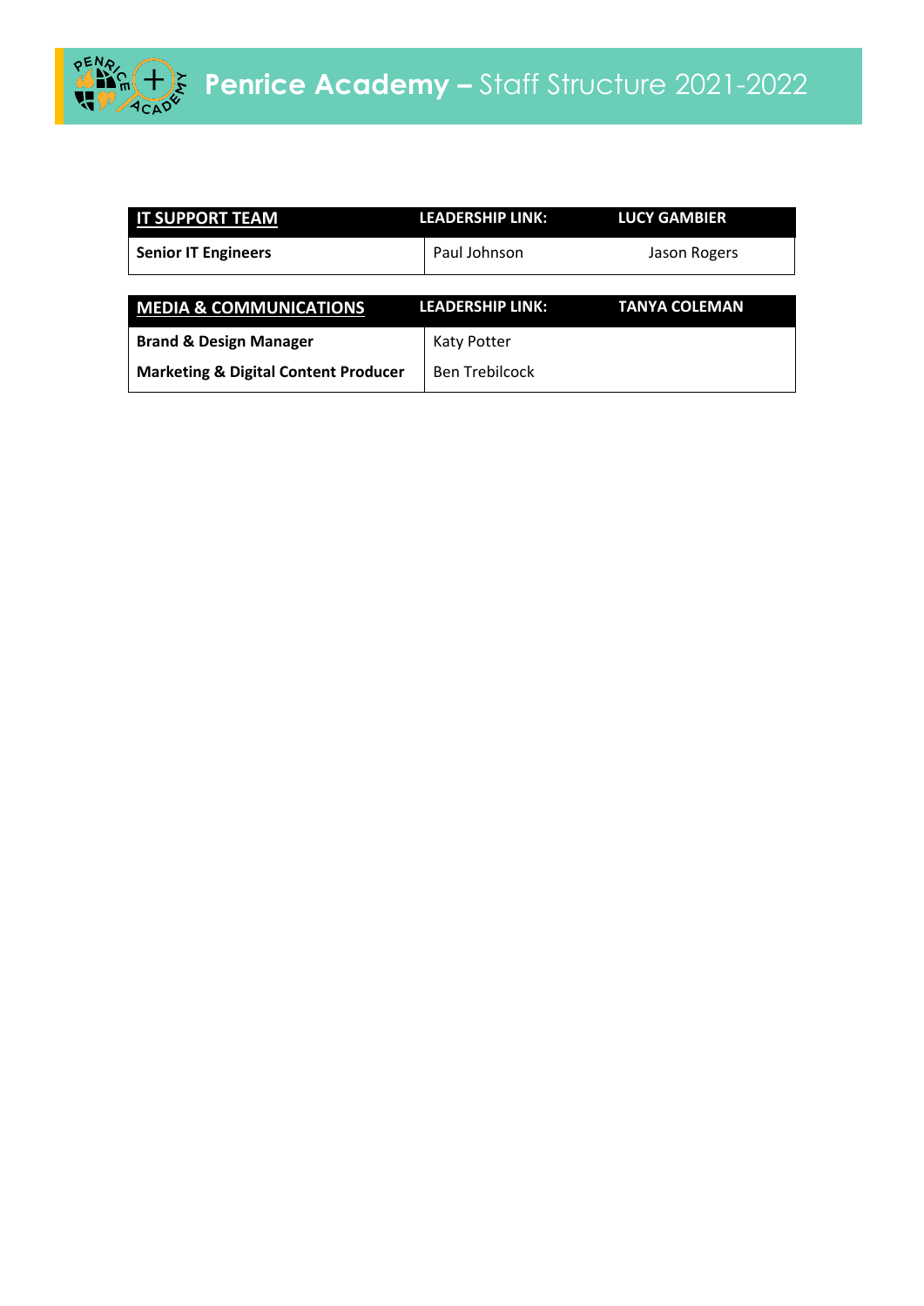| IT SUPPORT TEAM | LEADERSHIP LINK: | LUCY GAMBIER |
|---|---|---|
| **Senior IT Engineers** | Paul Johnson | Jason Rogers |

| MEDIA & COMMUNICATIONS | LEADERSHIP LINK: | TANYA COLEMAN |
|---|---|---|
| **Brand & Design Manager** | Katy Potter | |
| **Marketing & Digital Content Producer** | Ben Trebilcock | |